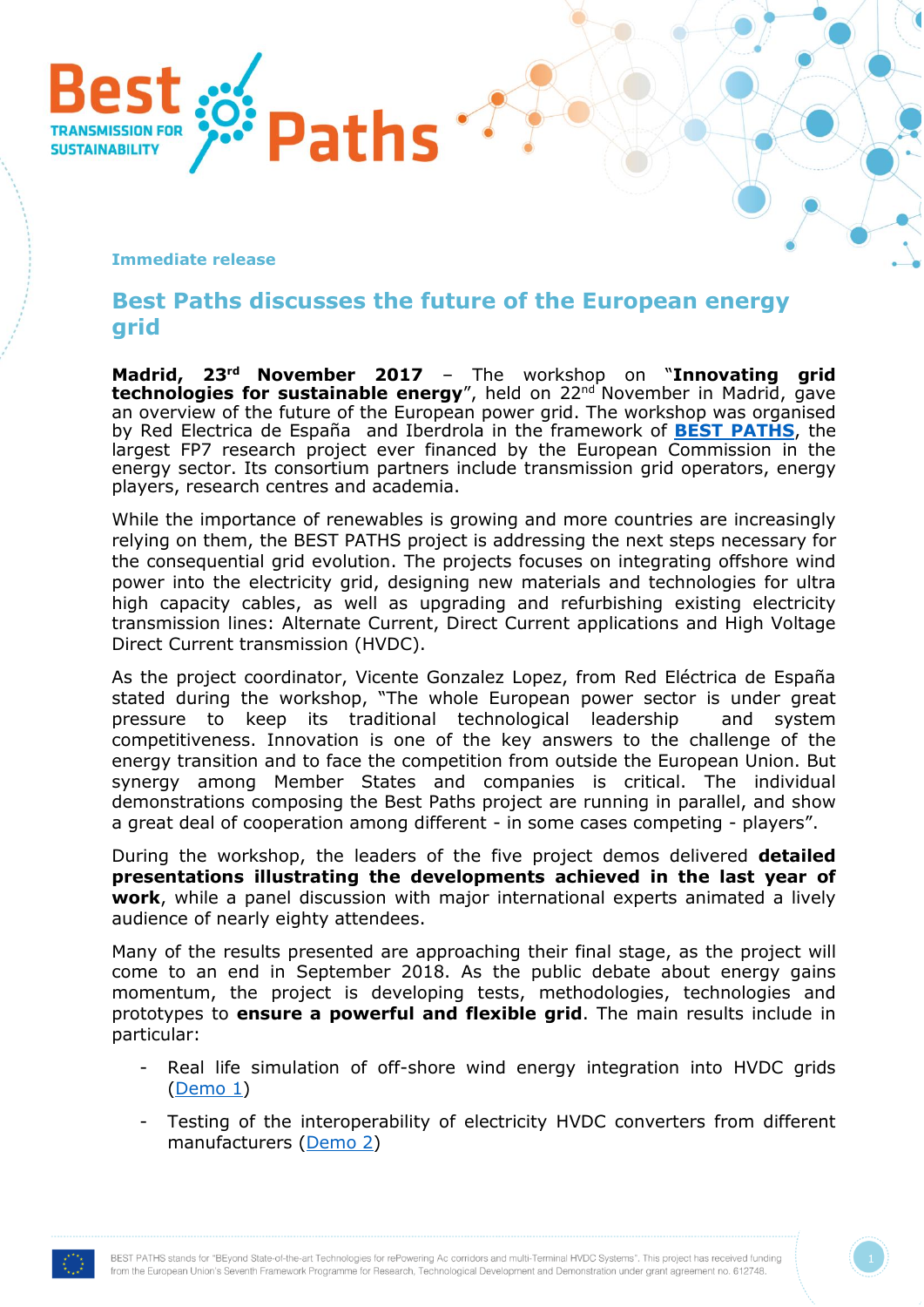Immediate release

# Best Paths discusses the future of the European energy grid

**Madrid, 23rd November 2017** – The workshop on "**Innovating grid technologies for sustainable energy**", held on 22nd November in Madrid, gave an overview of the future of the European power grid. The workshop was organised by Red Electrica de España and Iberdrola in the framework of **BEST PATHS**, the largest FP7 research project ever financed by the European Commission in the energy sector. Its consortium partners include transmission grid operators, energy players, research centres and academia.

While the importance of renewables is growing and more countries are increasingly relying on them, the BEST PATHS project is addressing the next steps necessary for the consequential grid evolution. The projects focuses on integrating offshore wind power into the electricity grid, designing new materials and technologies for ultra high capacity cables, as well as upgrading and refurbishing existing electricity transmission lines: Alternate Current, Direct Current applications and High Voltage Direct Current transmission (HVDC).

As the project coordinator, Vicente Gonzalez Lopez, from Red Eléctrica de España stated during the workshop, "The whole European power sector is under great pressure to keep its traditional technological leadership and system competitiveness. Innovation is one of the key answers to the challenge of the energy transition and to face the competition from outside the European Union. But synergy among Member States and companies is critical. The individual demonstrations composing the Best Paths project are running in parallel, and show a great deal of cooperation among different - in some cases competing - players".

During the workshop, the leaders of the five project demos delivered **detailed presentations illustrating the developments achieved in the last year of work**, while a panel discussion with major international experts animated a lively audience of nearly eighty attendees.

Many of the results presented are approaching their final stage, as the project will come to an end in September 2018. As the public debate about energy gains momentum, the project is developing tests, methodologies, technologies and prototypes to **ensure a powerful and flexible grid**. The main results include in particular:

- Real life simulation of off-shore wind energy integration into HVDC grids (Demo 1)
- Testing of the interoperability of electricity HVDC converters from different manufacturers (Demo 2)

BEST PATHS stands for "BEyond State-of-the-art Technologies for rePowering Ac corridors and multi-Terminal HVDC Systems". This project has received funding from the European Union's Seventh Framework Programme for Research, Technological Development and Demonstration under grant agreement no. 612748.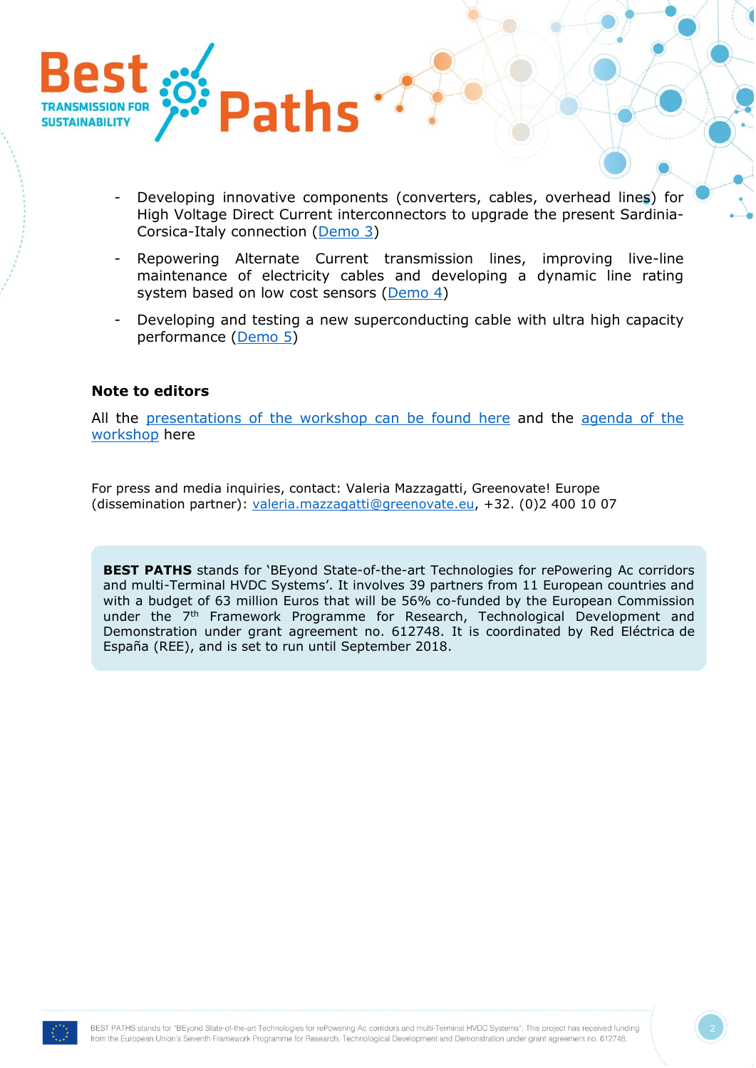- Developing innovative components (converters, cables, overhead lines) for High Voltage Direct Current interconnectors to upgrade the present Sardinia-Corsica-Italy connection (Demo 3)
- Repowering Alternate Current transmission lines, improving live-line maintenance of electricity cables and developing a dynamic line rating system based on low cost sensors (Demo 4)
- Developing and testing a new superconducting cable with ultra high capacity performance (Demo 5)

**Note to editors**

All the presentations of the workshop can be found here and the agenda of the workshop here

For press and media inquiries, contact: Valeria Mazzagatti, Greenovate! Europe (dissemination partner): valeria.mazzagatti@greenovate.eu, +32. (0)2 400 10 07

**BEST PATHS** stands for 'BEyond State-of-the-art Technologies for rePowering Ac corridors and multi-Terminal HVDC Systems'. It involves 39 partners from 11 European countries and with a budget of 63 million Euros that will be 56% co-funded by the European Commission under the 7th Framework Programme for Research, Technological Development and Demonstration under grant agreement no. 612748. It is coordinated by Red Eléctrica de España (REE), and is set to run until September 2018.